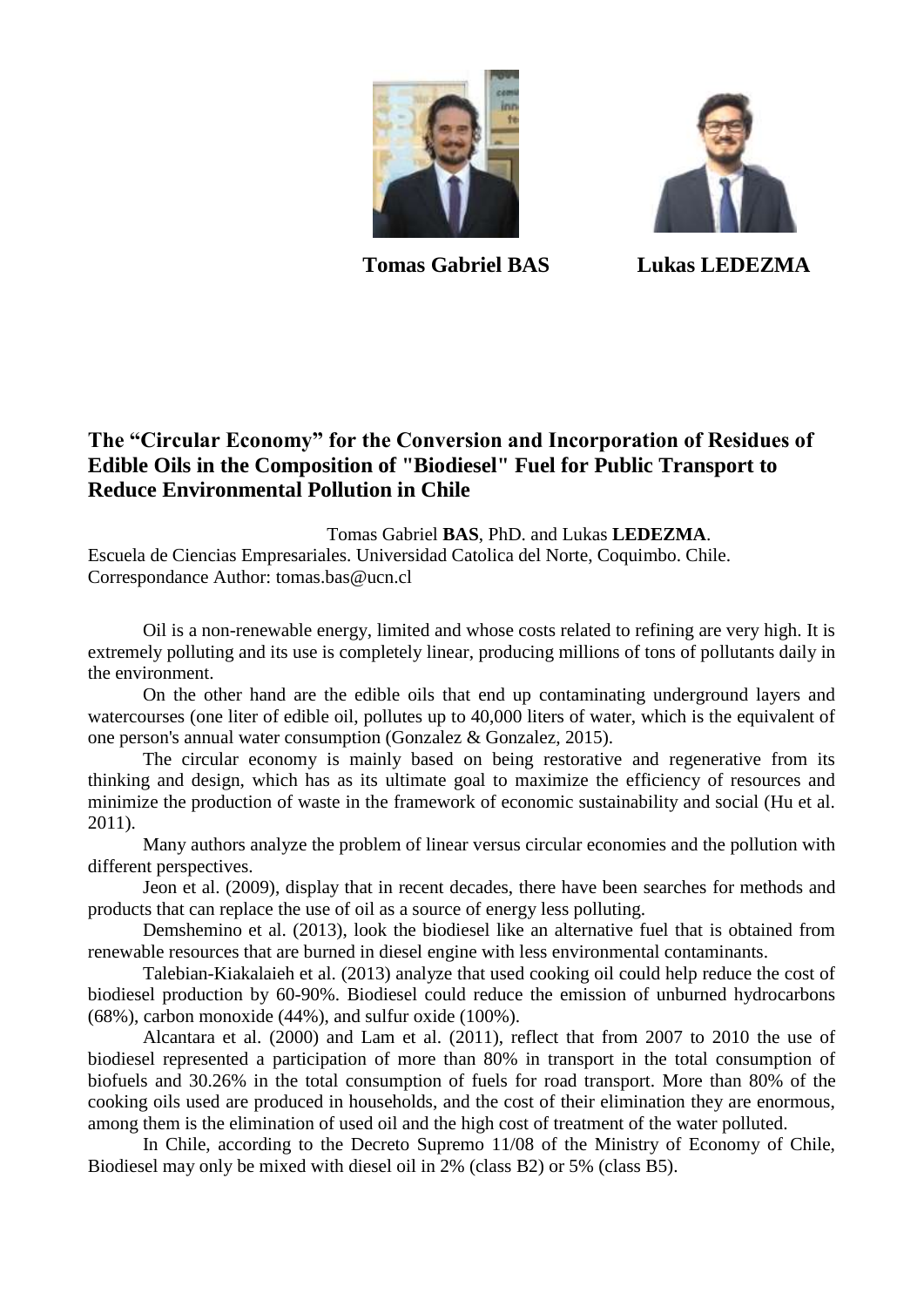**Tomas Gabriel BAS** **Lukas LEDEZMA**

## The "Circular Economy" for the Conversion and Incorporation of Residues of Edible Oils in the Composition of "Biodiesel" Fuel for Public Transport to Reduce Environmental Pollution in Chile

Tomas Gabriel **BAS**, PhD. and Lukas **LEDEZMA**.

Escuela de Ciencias Empresariales. Universidad Catolica del Norte, Coquimbo. Chile.
Correspondance Author: tomas.bas@ucn.cl

Oil is a non-renewable energy, limited and whose costs related to refining are very high. It is extremely polluting and its use is completely linear, producing millions of tons of pollutants daily in the environment.

On the other hand are the edible oils that end up contaminating underground layers and watercourses (one liter of edible oil, pollutes up to 40,000 liters of water, which is the equivalent of one person's annual water consumption (Gonzalez & Gonzalez, 2015).

The circular economy is mainly based on being restorative and regenerative from its thinking and design, which has as its ultimate goal to maximize the efficiency of resources and minimize the production of waste in the framework of economic sustainability and social (Hu et al. 2011).

Many authors analyze the problem of linear versus circular economies and the pollution with different perspectives.

Jeon et al. (2009), display that in recent decades, there have been searches for methods and products that can replace the use of oil as a source of energy less polluting.

Demshemino et al. (2013), look the biodiesel like an alternative fuel that is obtained from renewable resources that are burned in diesel engine with less environmental contaminants.

Talebian-Kiakalaieh et al. (2013) analyze that used cooking oil could help reduce the cost of biodiesel production by 60-90%. Biodiesel could reduce the emission of unburned hydrocarbons (68%), carbon monoxide (44%), and sulfur oxide (100%).

Alcantara et al. (2000) and Lam et al. (2011), reflect that from 2007 to 2010 the use of biodiesel represented a participation of more than 80% in transport in the total consumption of biofuels and 30.26% in the total consumption of fuels for road transport. More than 80% of the cooking oils used are produced in households, and the cost of their elimination they are enormous, among them is the elimination of used oil and the high cost of treatment of the water polluted.

In Chile, according to the Decreto Supremo 11/08 of the Ministry of Economy of Chile, Biodiesel may only be mixed with diesel oil in 2% (class B2) or 5% (class B5).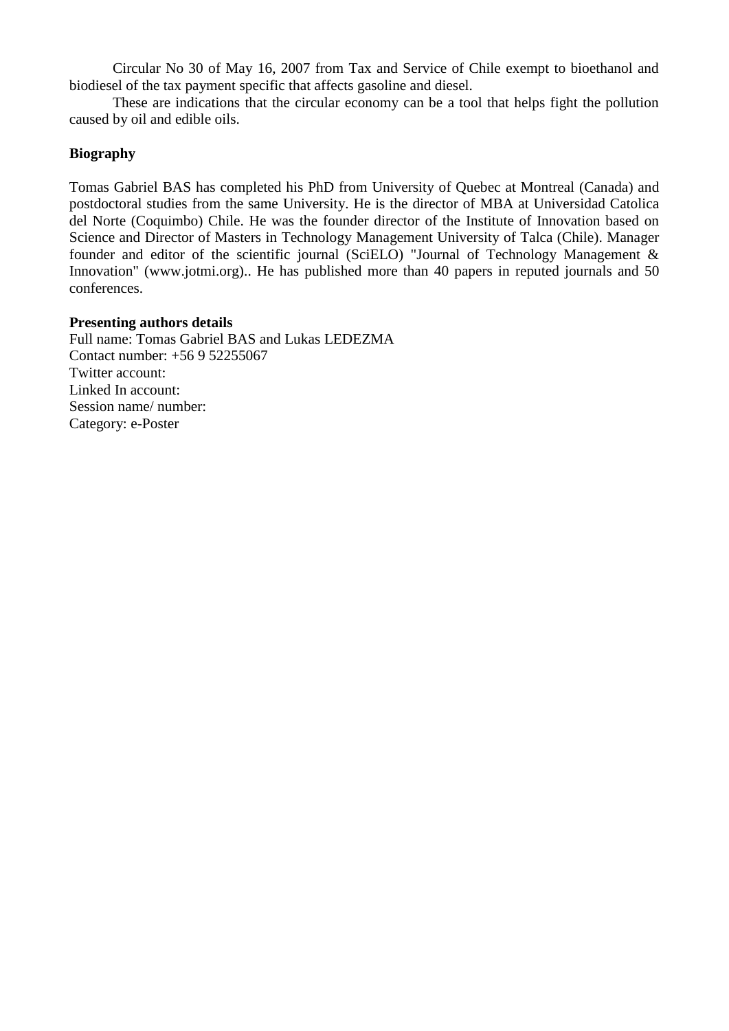Circular No 30 of May 16, 2007 from Tax and Service of Chile exempt to bioethanol and biodiesel of the tax payment specific that affects gasoline and diesel.

These are indications that the circular economy can be a tool that helps fight the pollution caused by oil and edible oils.

**Biography**

Tomas Gabriel BAS has completed his PhD from University of Quebec at Montreal (Canada) and postdoctoral studies from the same University. He is the director of MBA at Universidad Catolica del Norte (Coquimbo) Chile. He was the founder director of the Institute of Innovation based on Science and Director of Masters in Technology Management University of Talca (Chile). Manager founder and editor of the scientific journal (SciELO) "Journal of Technology Management & Innovation" (www.jotmi.org).. He has published more than 40 papers in reputed journals and 50 conferences.

**Presenting authors details**

Full name: Tomas Gabriel BAS and Lukas LEDEZMA
Contact number: +56 9 52255067
Twitter account:
Linked In account:
Session name/ number:
Category: e-Poster